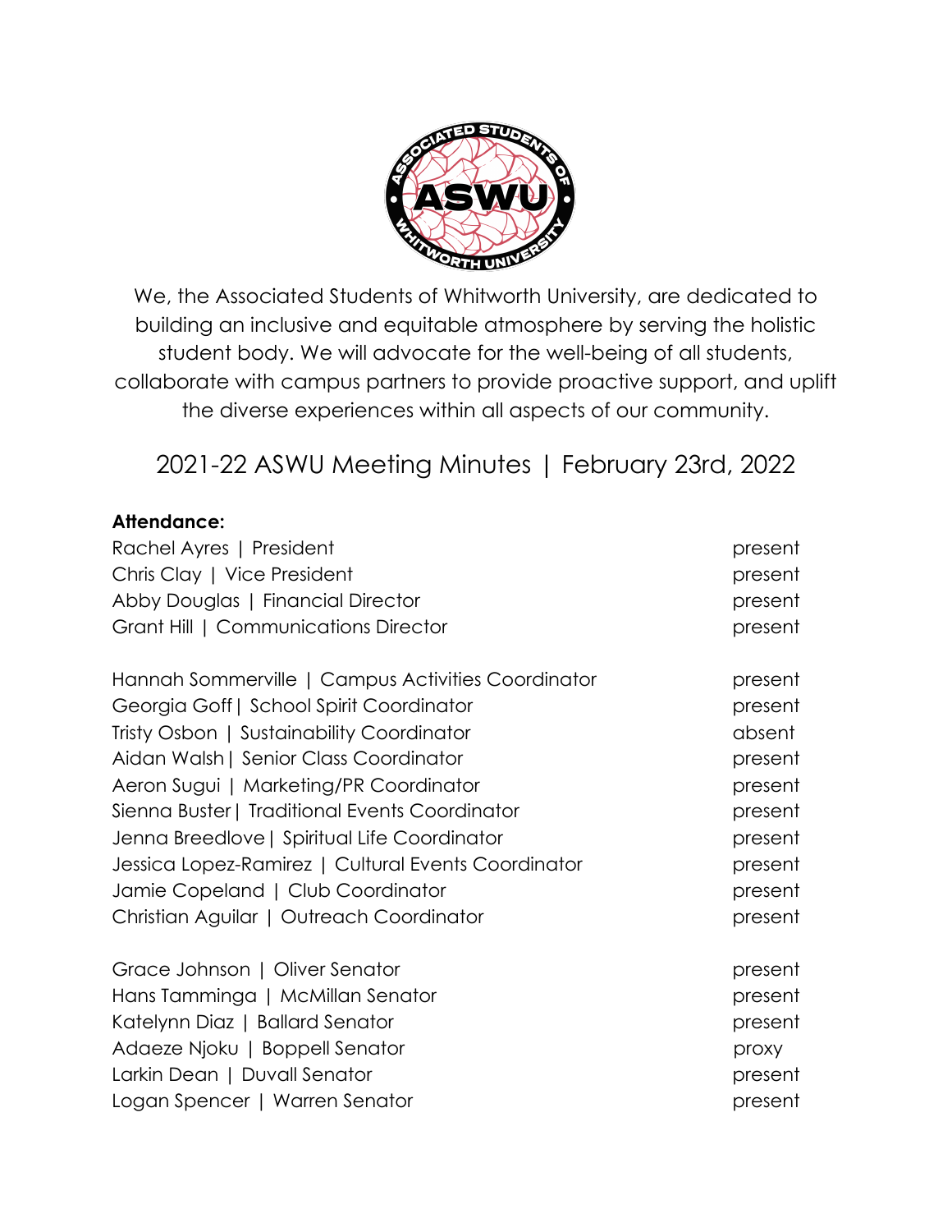We, the Associated Students of Whitworth University, are dedicated to building an inclusive and equitable atmosphere by serving the holistic student body. We will advocate for the well-being of all students, collaborate with campus partners to provide proactive support, and uplift the diverse experiences within all aspects of our community.

# 2021-22 ASWU Meeting Minutes | February 23rd, 2022

**Attendance:**

| | |
|---|---|
| Rachel Ayres \| President | present |
| Chris Clay \| Vice President | present |
| Abby Douglas \| Financial Director | present |
| Grant Hill \| Communications Director | present |
| | |
| Hannah Sommerville \| Campus Activities Coordinator | present |
| Georgia Goff \| School Spirit Coordinator | present |
| Tristy Osbon \| Sustainability Coordinator | absent |
| Aidan Walsh \| Senior Class Coordinator | present |
| Aeron Sugui \| Marketing/PR Coordinator | present |
| Sienna Buster \| Traditional Events Coordinator | present |
| Jenna Breedlove \| Spiritual Life Coordinator | present |
| Jessica Lopez-Ramirez \| Cultural Events Coordinator | present |
| Jamie Copeland \| Club Coordinator | present |
| Christian Aguilar \| Outreach Coordinator | present |
| | |
| Grace Johnson \| Oliver Senator | present |
| Hans Tamminga \| McMillan Senator | present |
| Katelynn Diaz \| Ballard Senator | present |
| Adaeze Njoku \| Boppell Senator | proxy |
| Larkin Dean \| Duvall Senator | present |
| Logan Spencer \| Warren Senator | present |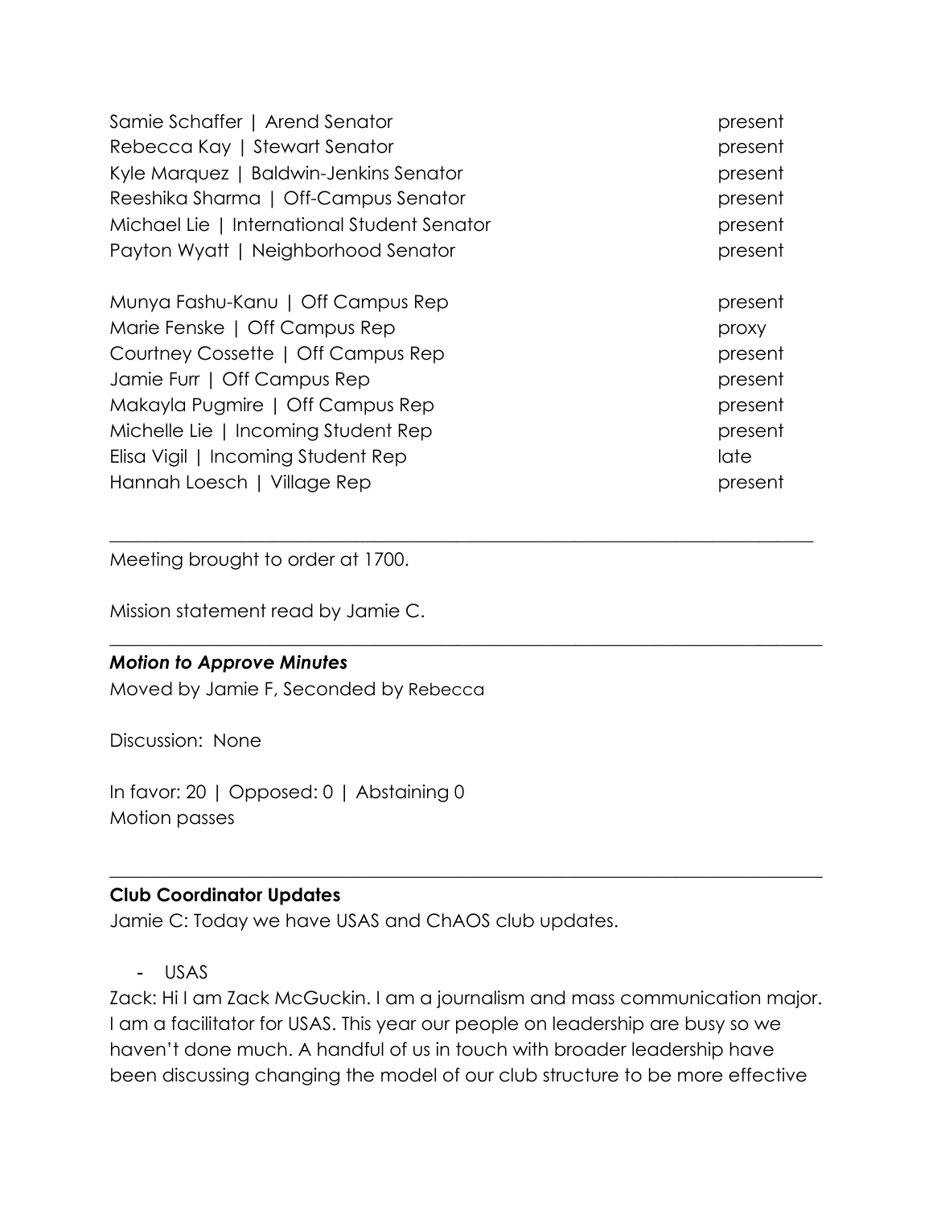| | |
|---|---|
| Samie Schaffer \| Arend Senator | present |
| Rebecca Kay \| Stewart Senator | present |
| Kyle Marquez \| Baldwin-Jenkins Senator | present |
| Reeshika Sharma \| Off-Campus Senator | present |
| Michael Lie \| International Student Senator | present |
| Payton Wyatt \| Neighborhood Senator | present |
| | |
| Munya Fashu-Kanu \| Off Campus Rep | present |
| Marie Fenske \| Off Campus Rep | proxy |
| Courtney Cossette \| Off Campus Rep | present |
| Jamie Furr \| Off Campus Rep | present |
| Makayla Pugmire \| Off Campus Rep | present |
| Michelle Lie \| Incoming Student Rep | present |
| Elisa Vigil \| Incoming Student Rep | late |
| Hannah Loesch \| Village Rep | present |

---

Meeting brought to order at 1700.

Mission statement read by Jamie C.

---

***Motion to Approve Minutes***

Moved by Jamie F, Seconded by Rebecca

Discussion: None

In favor: 20 | Opposed: 0 | Abstaining 0
Motion passes

---

**Club Coordinator Updates**

Jamie C: Today we have USAS and ChAOS club updates.

- USAS

Zack: Hi I am Zack McGuckin. I am a journalism and mass communication major. I am a facilitator for USAS. This year our people on leadership are busy so we haven't done much. A handful of us in touch with broader leadership have been discussing changing the model of our club structure to be more effective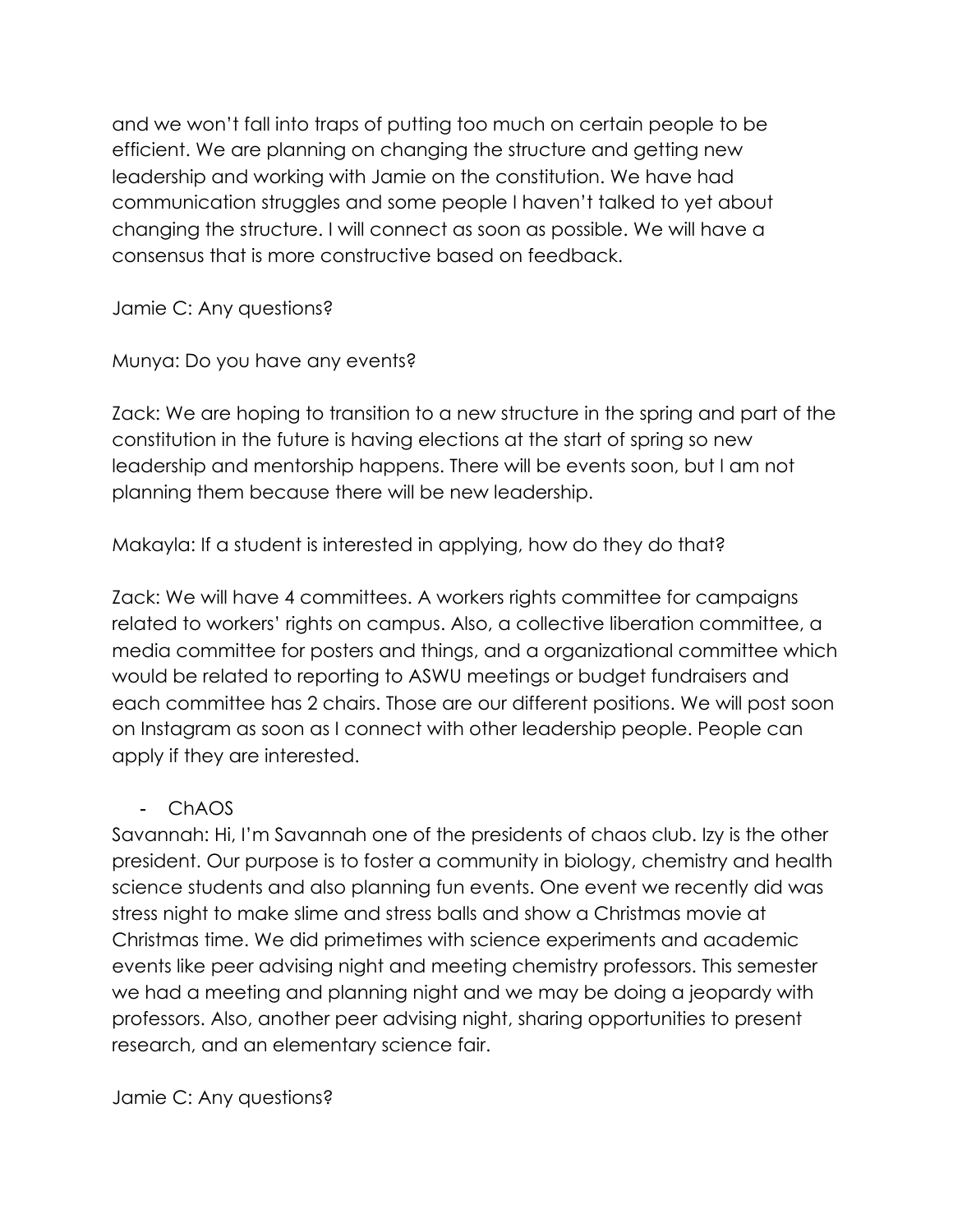and we won't fall into traps of putting too much on certain people to be efficient. We are planning on changing the structure and getting new leadership and working with Jamie on the constitution. We have had communication struggles and some people I haven't talked to yet about changing the structure. I will connect as soon as possible. We will have a consensus that is more constructive based on feedback.

Jamie C: Any questions?

Munya: Do you have any events?

Zack: We are hoping to transition to a new structure in the spring and part of the constitution in the future is having elections at the start of spring so new leadership and mentorship happens. There will be events soon, but I am not planning them because there will be new leadership.

Makayla: If a student is interested in applying, how do they do that?

Zack: We will have 4 committees. A workers rights committee for campaigns related to workers' rights on campus. Also, a collective liberation committee, a media committee for posters and things, and a organizational committee which would be related to reporting to ASWU meetings or budget fundraisers and each committee has 2 chairs. Those are our different positions. We will post soon on Instagram as soon as I connect with other leadership people. People can apply if they are interested.

- ChAOS

Savannah: Hi, I'm Savannah one of the presidents of chaos club. Izy is the other president. Our purpose is to foster a community in biology, chemistry and health science students and also planning fun events. One event we recently did was stress night to make slime and stress balls and show a Christmas movie at Christmas time. We did primetimes with science experiments and academic events like peer advising night and meeting chemistry professors. This semester we had a meeting and planning night and we may be doing a jeopardy with professors. Also, another peer advising night, sharing opportunities to present research, and an elementary science fair.

Jamie C: Any questions?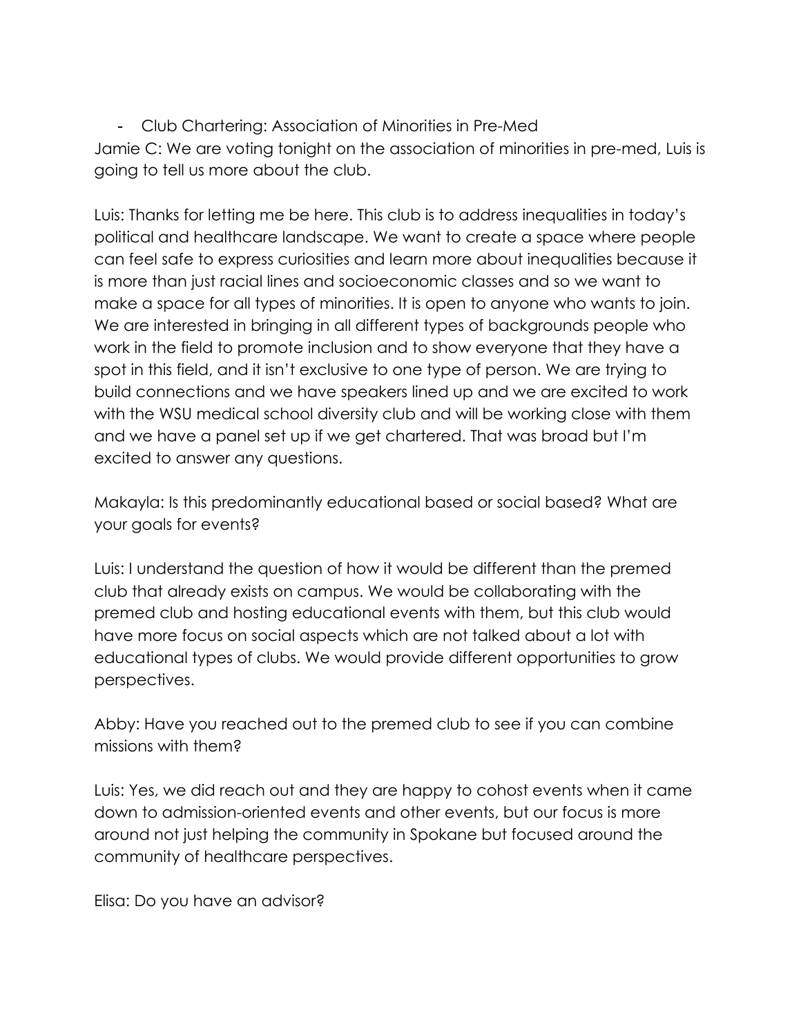- Club Chartering: Association of Minorities in Pre-Med

Jamie C: We are voting tonight on the association of minorities in pre-med, Luis is going to tell us more about the club.

Luis: Thanks for letting me be here. This club is to address inequalities in today's political and healthcare landscape. We want to create a space where people can feel safe to express curiosities and learn more about inequalities because it is more than just racial lines and socioeconomic classes and so we want to make a space for all types of minorities. It is open to anyone who wants to join. We are interested in bringing in all different types of backgrounds people who work in the field to promote inclusion and to show everyone that they have a spot in this field, and it isn't exclusive to one type of person. We are trying to build connections and we have speakers lined up and we are excited to work with the WSU medical school diversity club and will be working close with them and we have a panel set up if we get chartered. That was broad but I'm excited to answer any questions.

Makayla: Is this predominantly educational based or social based? What are your goals for events?

Luis: I understand the question of how it would be different than the premed club that already exists on campus. We would be collaborating with the premed club and hosting educational events with them, but this club would have more focus on social aspects which are not talked about a lot with educational types of clubs. We would provide different opportunities to grow perspectives.

Abby: Have you reached out to the premed club to see if you can combine missions with them?

Luis: Yes, we did reach out and they are happy to cohost events when it came down to admission-oriented events and other events, but our focus is more around not just helping the community in Spokane but focused around the community of healthcare perspectives.

Elisa: Do you have an advisor?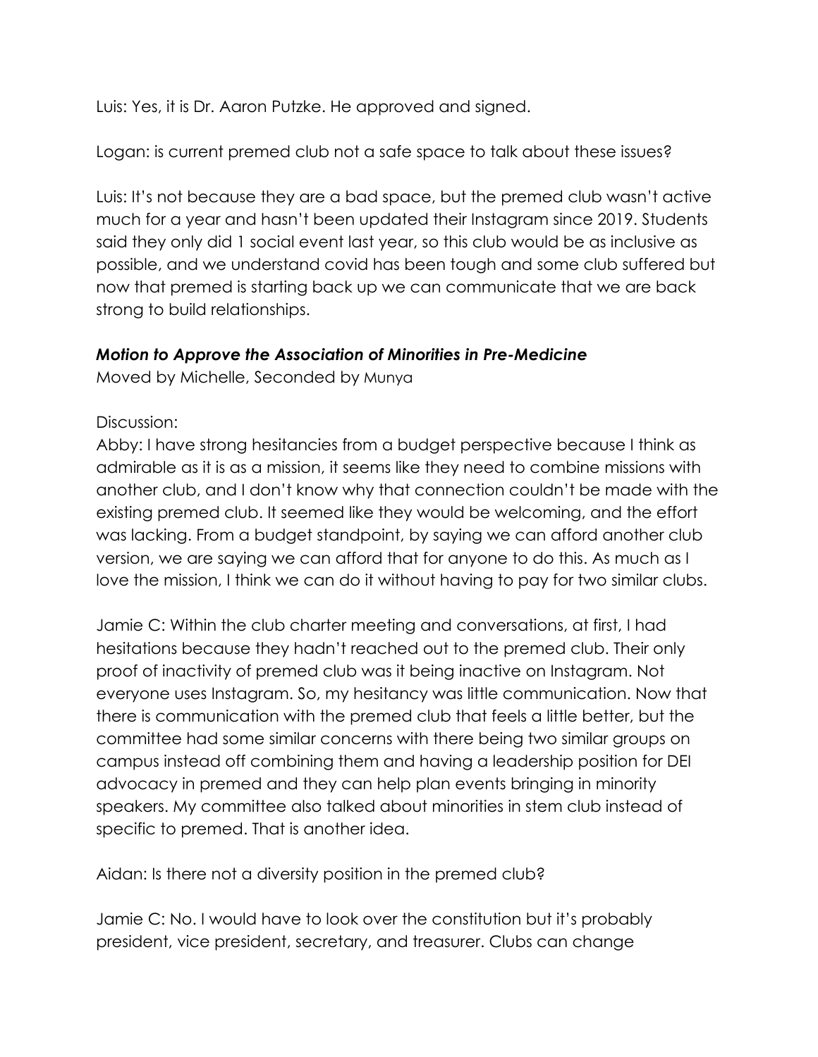Luis: Yes, it is Dr. Aaron Putzke. He approved and signed.

Logan: is current premed club not a safe space to talk about these issues?

Luis: It's not because they are a bad space, but the premed club wasn't active much for a year and hasn't been updated their Instagram since 2019. Students said they only did 1 social event last year, so this club would be as inclusive as possible, and we understand covid has been tough and some club suffered but now that premed is starting back up we can communicate that we are back strong to build relationships.

***Motion to Approve the Association of Minorities in Pre-Medicine***

Moved by Michelle, Seconded by Munya

Discussion:

Abby: I have strong hesitancies from a budget perspective because I think as admirable as it is as a mission, it seems like they need to combine missions with another club, and I don't know why that connection couldn't be made with the existing premed club. It seemed like they would be welcoming, and the effort was lacking. From a budget standpoint, by saying we can afford another club version, we are saying we can afford that for anyone to do this. As much as I love the mission, I think we can do it without having to pay for two similar clubs.

Jamie C: Within the club charter meeting and conversations, at first, I had hesitations because they hadn't reached out to the premed club. Their only proof of inactivity of premed club was it being inactive on Instagram. Not everyone uses Instagram. So, my hesitancy was little communication. Now that there is communication with the premed club that feels a little better, but the committee had some similar concerns with there being two similar groups on campus instead off combining them and having a leadership position for DEI advocacy in premed and they can help plan events bringing in minority speakers. My committee also talked about minorities in stem club instead of specific to premed. That is another idea.

Aidan: Is there not a diversity position in the premed club?

Jamie C: No. I would have to look over the constitution but it's probably president, vice president, secretary, and treasurer. Clubs can change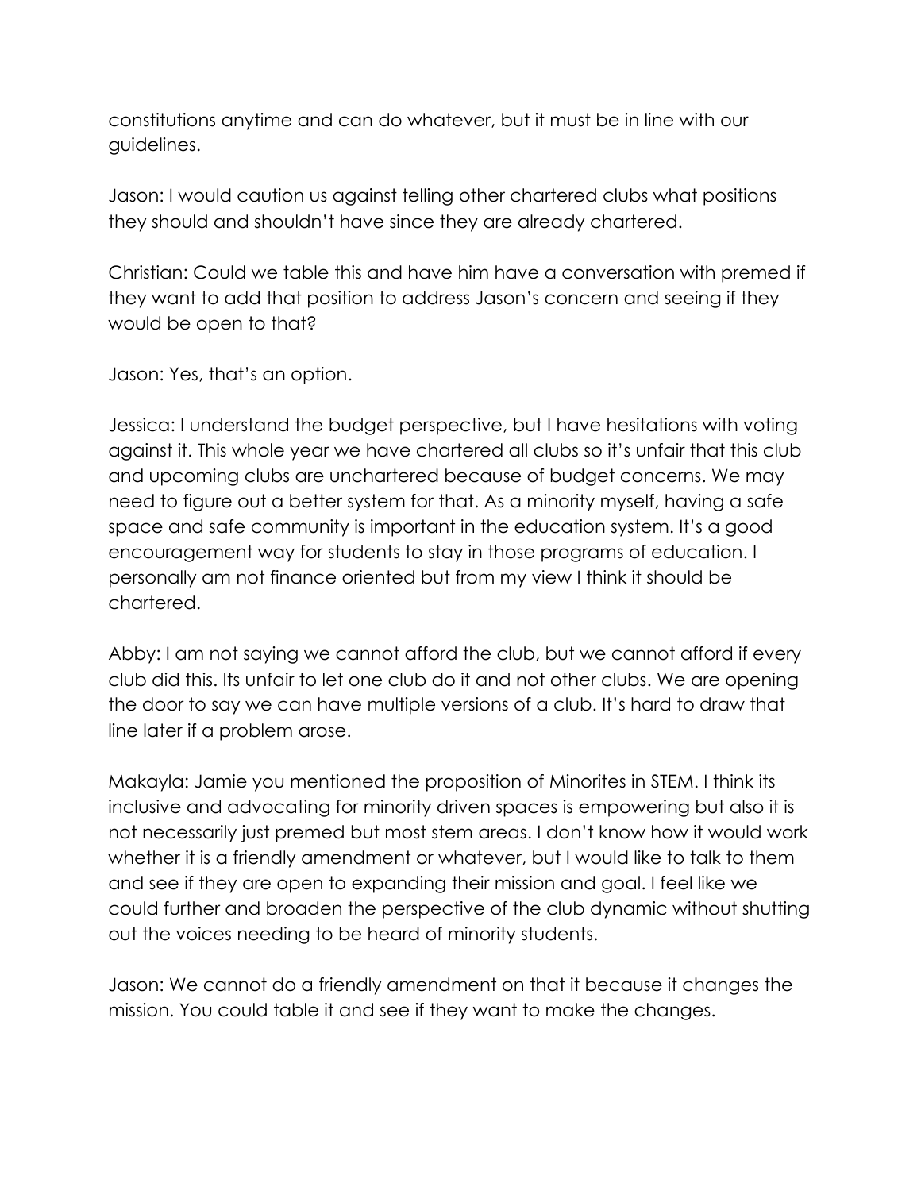constitutions anytime and can do whatever, but it must be in line with our guidelines.

Jason: I would caution us against telling other chartered clubs what positions they should and shouldn't have since they are already chartered.

Christian: Could we table this and have him have a conversation with premed if they want to add that position to address Jason's concern and seeing if they would be open to that?

Jason: Yes, that's an option.

Jessica: I understand the budget perspective, but I have hesitations with voting against it. This whole year we have chartered all clubs so it's unfair that this club and upcoming clubs are unchartered because of budget concerns. We may need to figure out a better system for that. As a minority myself, having a safe space and safe community is important in the education system. It's a good encouragement way for students to stay in those programs of education. I personally am not finance oriented but from my view I think it should be chartered.

Abby: I am not saying we cannot afford the club, but we cannot afford if every club did this. Its unfair to let one club do it and not other clubs. We are opening the door to say we can have multiple versions of a club. It's hard to draw that line later if a problem arose.

Makayla: Jamie you mentioned the proposition of Minorites in STEM. I think its inclusive and advocating for minority driven spaces is empowering but also it is not necessarily just premed but most stem areas. I don't know how it would work whether it is a friendly amendment or whatever, but I would like to talk to them and see if they are open to expanding their mission and goal. I feel like we could further and broaden the perspective of the club dynamic without shutting out the voices needing to be heard of minority students.

Jason: We cannot do a friendly amendment on that it because it changes the mission. You could table it and see if they want to make the changes.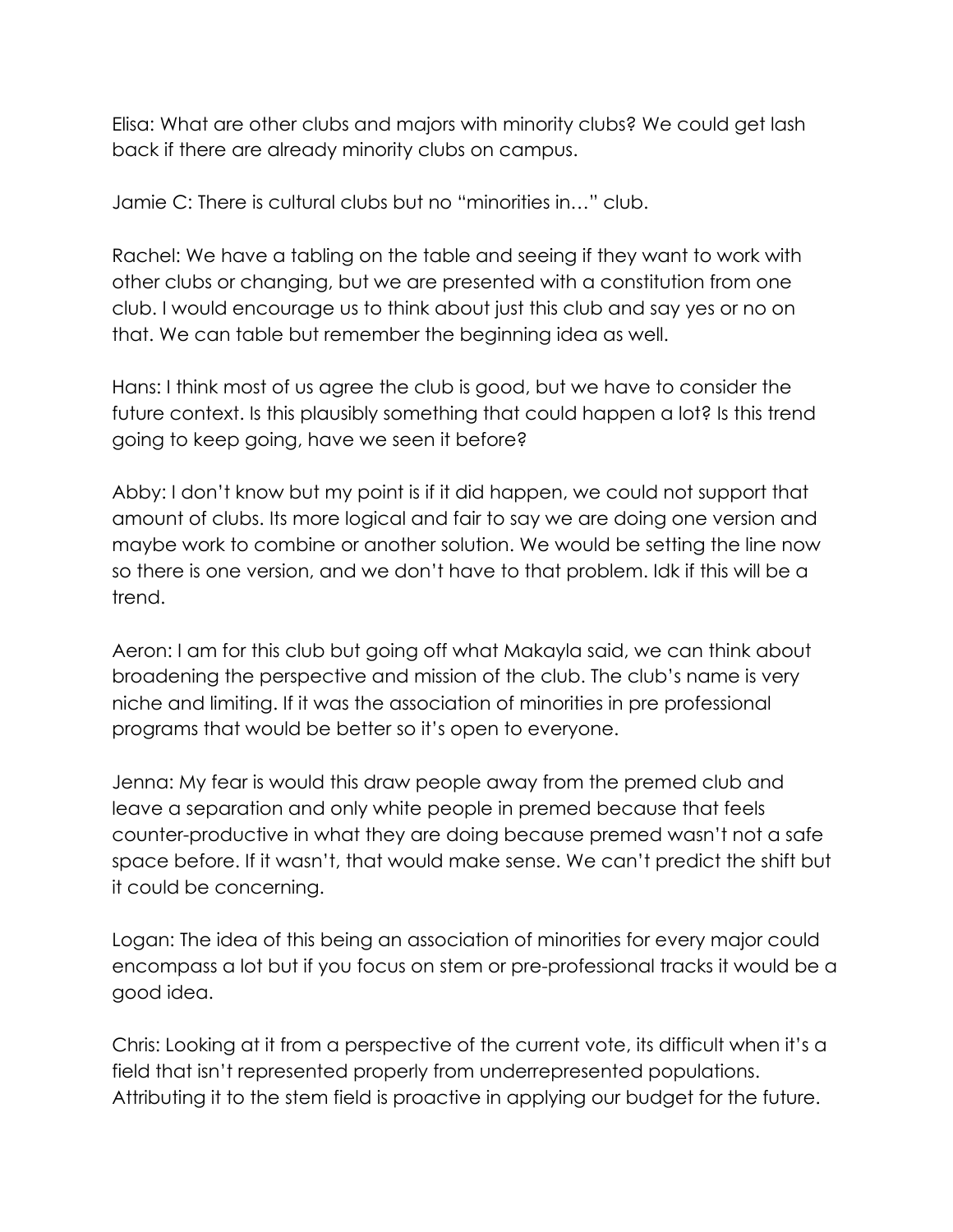Elisa: What are other clubs and majors with minority clubs? We could get lash back if there are already minority clubs on campus.

Jamie C: There is cultural clubs but no "minorities in…" club.

Rachel: We have a tabling on the table and seeing if they want to work with other clubs or changing, but we are presented with a constitution from one club. I would encourage us to think about just this club and say yes or no on that. We can table but remember the beginning idea as well.

Hans: I think most of us agree the club is good, but we have to consider the future context. Is this plausibly something that could happen a lot? Is this trend going to keep going, have we seen it before?

Abby: I don't know but my point is if it did happen, we could not support that amount of clubs. Its more logical and fair to say we are doing one version and maybe work to combine or another solution. We would be setting the line now so there is one version, and we don't have to that problem. Idk if this will be a trend.

Aeron: I am for this club but going off what Makayla said, we can think about broadening the perspective and mission of the club. The club's name is very niche and limiting. If it was the association of minorities in pre professional programs that would be better so it's open to everyone.

Jenna: My fear is would this draw people away from the premed club and leave a separation and only white people in premed because that feels counter-productive in what they are doing because premed wasn't not a safe space before. If it wasn't, that would make sense. We can't predict the shift but it could be concerning.

Logan: The idea of this being an association of minorities for every major could encompass a lot but if you focus on stem or pre-professional tracks it would be a good idea.

Chris: Looking at it from a perspective of the current vote, its difficult when it's a field that isn't represented properly from underrepresented populations. Attributing it to the stem field is proactive in applying our budget for the future.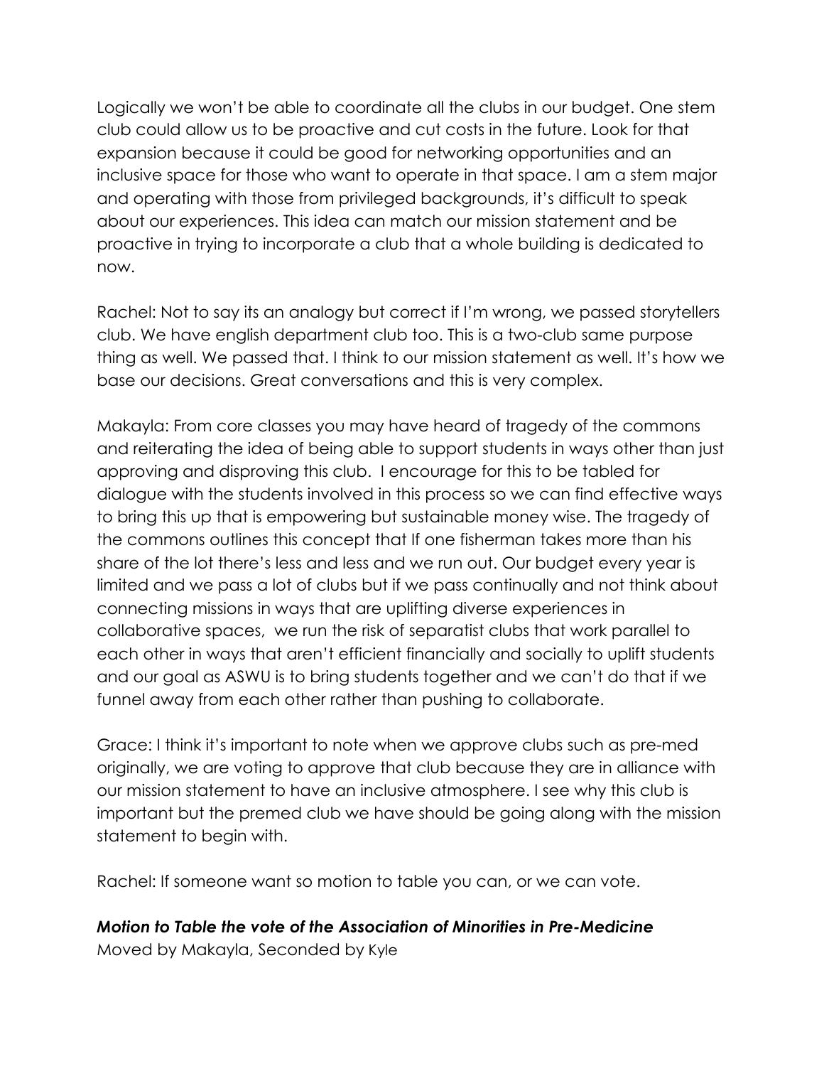Logically we won't be able to coordinate all the clubs in our budget. One stem club could allow us to be proactive and cut costs in the future. Look for that expansion because it could be good for networking opportunities and an inclusive space for those who want to operate in that space. I am a stem major and operating with those from privileged backgrounds, it's difficult to speak about our experiences. This idea can match our mission statement and be proactive in trying to incorporate a club that a whole building is dedicated to now.

Rachel: Not to say its an analogy but correct if I'm wrong, we passed storytellers club. We have english department club too. This is a two-club same purpose thing as well. We passed that. I think to our mission statement as well. It's how we base our decisions. Great conversations and this is very complex.

Makayla: From core classes you may have heard of tragedy of the commons and reiterating the idea of being able to support students in ways other than just approving and disproving this club. I encourage for this to be tabled for dialogue with the students involved in this process so we can find effective ways to bring this up that is empowering but sustainable money wise. The tragedy of the commons outlines this concept that If one fisherman takes more than his share of the lot there's less and less and we run out. Our budget every year is limited and we pass a lot of clubs but if we pass continually and not think about connecting missions in ways that are uplifting diverse experiences in collaborative spaces, we run the risk of separatist clubs that work parallel to each other in ways that aren't efficient financially and socially to uplift students and our goal as ASWU is to bring students together and we can't do that if we funnel away from each other rather than pushing to collaborate.

Grace: I think it's important to note when we approve clubs such as pre-med originally, we are voting to approve that club because they are in alliance with our mission statement to have an inclusive atmosphere. I see why this club is important but the premed club we have should be going along with the mission statement to begin with.

Rachel: If someone want so motion to table you can, or we can vote.

***Motion to Table the vote of the Association of Minorities in Pre-Medicine***
Moved by Makayla, Seconded by Kyle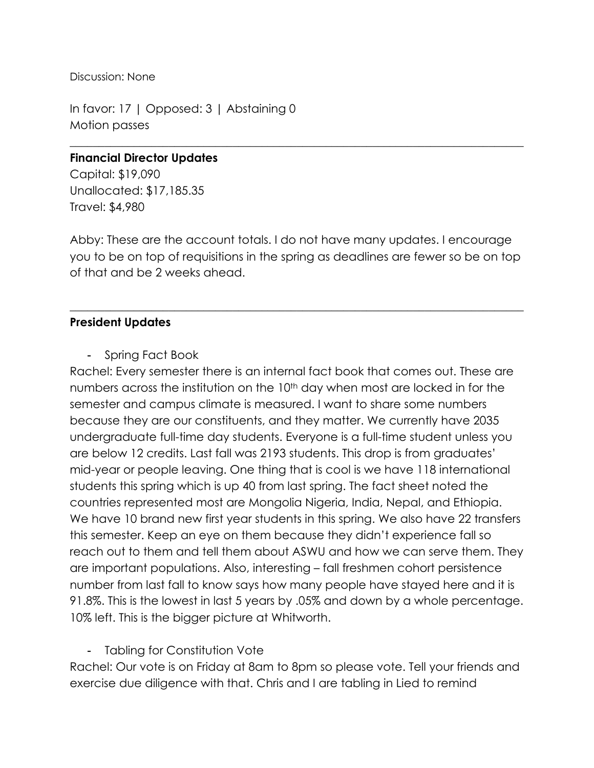Discussion: None

In favor: 17 | Opposed: 3 | Abstaining 0
Motion passes

---

**Financial Director Updates**
Capital: $19,090
Unallocated: $17,185.35
Travel: $4,980

Abby: These are the account totals. I do not have many updates. I encourage you to be on top of requisitions in the spring as deadlines are fewer so be on top of that and be 2 weeks ahead.

---

**President Updates**

- Spring Fact Book

Rachel: Every semester there is an internal fact book that comes out. These are numbers across the institution on the 10th day when most are locked in for the semester and campus climate is measured. I want to share some numbers because they are our constituents, and they matter. We currently have 2035 undergraduate full-time day students. Everyone is a full-time student unless you are below 12 credits. Last fall was 2193 students. This drop is from graduates' mid-year or people leaving. One thing that is cool is we have 118 international students this spring which is up 40 from last spring. The fact sheet noted the countries represented most are Mongolia Nigeria, India, Nepal, and Ethiopia. We have 10 brand new first year students in this spring. We also have 22 transfers this semester. Keep an eye on them because they didn't experience fall so reach out to them and tell them about ASWU and how we can serve them. They are important populations. Also, interesting – fall freshmen cohort persistence number from last fall to know says how many people have stayed here and it is 91.8%. This is the lowest in last 5 years by .05% and down by a whole percentage. 10% left. This is the bigger picture at Whitworth.

- Tabling for Constitution Vote

Rachel: Our vote is on Friday at 8am to 8pm so please vote. Tell your friends and exercise due diligence with that. Chris and I are tabling in Lied to remind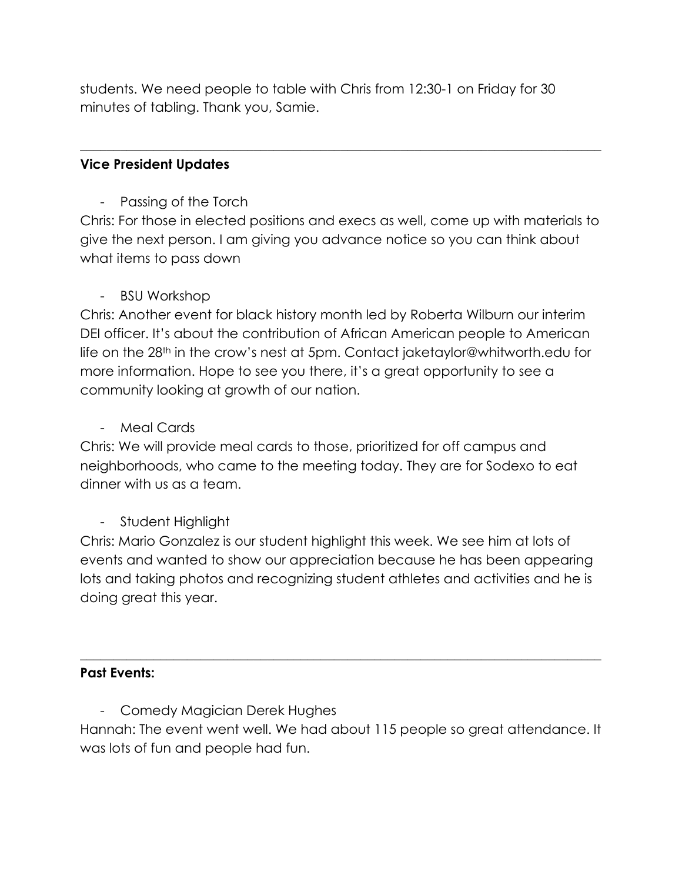students. We need people to table with Chris from 12:30-1 on Friday for 30 minutes of tabling. Thank you, Samie.

---

**Vice President Updates**

- Passing of the Torch

Chris: For those in elected positions and execs as well, come up with materials to give the next person. I am giving you advance notice so you can think about what items to pass down

- BSU Workshop

Chris: Another event for black history month led by Roberta Wilburn our interim DEI officer. It's about the contribution of African American people to American life on the 28th in the crow's nest at 5pm. Contact jaketaylor@whitworth.edu for more information. Hope to see you there, it's a great opportunity to see a community looking at growth of our nation.

- Meal Cards

Chris: We will provide meal cards to those, prioritized for off campus and neighborhoods, who came to the meeting today. They are for Sodexo to eat dinner with us as a team.

- Student Highlight

Chris: Mario Gonzalez is our student highlight this week. We see him at lots of events and wanted to show our appreciation because he has been appearing lots and taking photos and recognizing student athletes and activities and he is doing great this year.

---

**Past Events:**

- Comedy Magician Derek Hughes

Hannah: The event went well. We had about 115 people so great attendance. It was lots of fun and people had fun.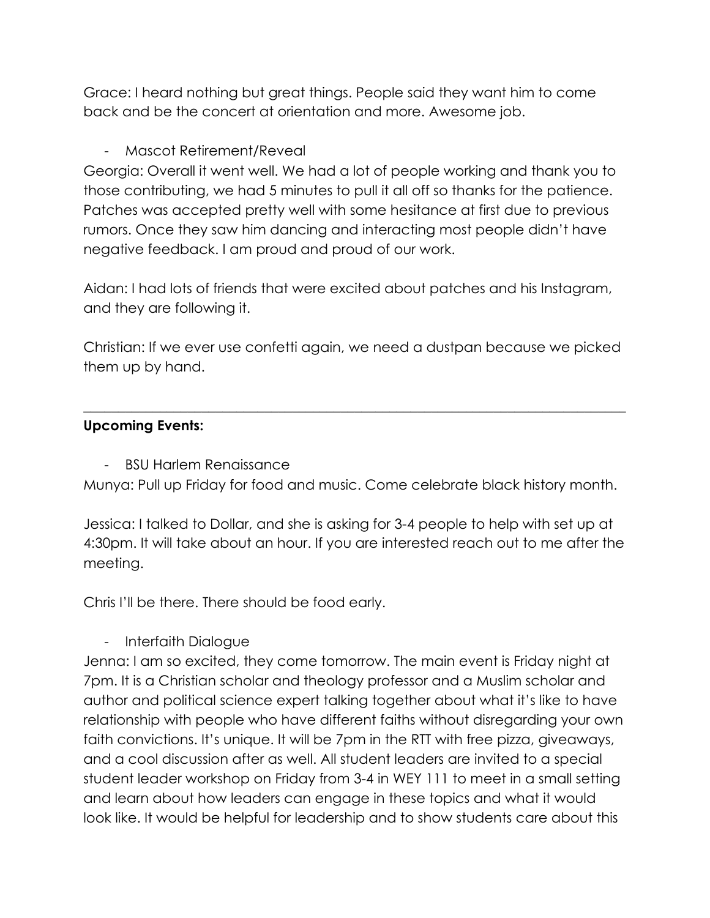Grace: I heard nothing but great things. People said they want him to come back and be the concert at orientation and more. Awesome job.

- Mascot Retirement/Reveal

Georgia: Overall it went well. We had a lot of people working and thank you to those contributing, we had 5 minutes to pull it all off so thanks for the patience. Patches was accepted pretty well with some hesitance at first due to previous rumors. Once they saw him dancing and interacting most people didn't have negative feedback. I am proud and proud of our work.

Aidan: I had lots of friends that were excited about patches and his Instagram, and they are following it.

Christian: If we ever use confetti again, we need a dustpan because we picked them up by hand.

---

**Upcoming Events:**

- BSU Harlem Renaissance

Munya: Pull up Friday for food and music. Come celebrate black history month.

Jessica: I talked to Dollar, and she is asking for 3-4 people to help with set up at 4:30pm. It will take about an hour. If you are interested reach out to me after the meeting.

Chris I'll be there. There should be food early.

- Interfaith Dialogue

Jenna: I am so excited, they come tomorrow. The main event is Friday night at 7pm. It is a Christian scholar and theology professor and a Muslim scholar and author and political science expert talking together about what it's like to have relationship with people who have different faiths without disregarding your own faith convictions. It's unique. It will be 7pm in the RTT with free pizza, giveaways, and a cool discussion after as well. All student leaders are invited to a special student leader workshop on Friday from 3-4 in WEY 111 to meet in a small setting and learn about how leaders can engage in these topics and what it would look like. It would be helpful for leadership and to show students care about this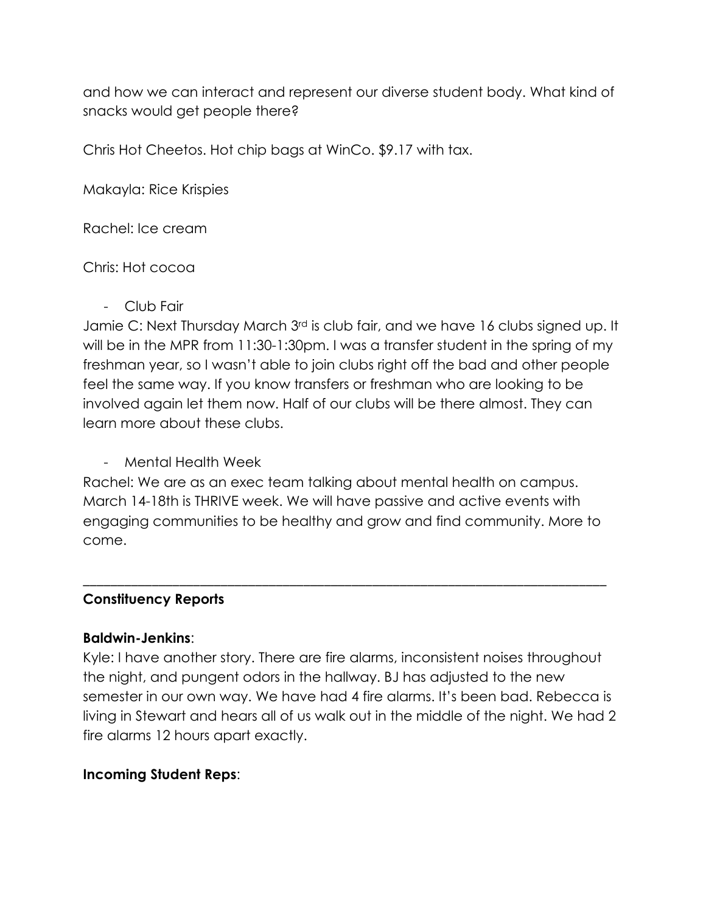and how we can interact and represent our diverse student body. What kind of snacks would get people there?

Chris Hot Cheetos. Hot chip bags at WinCo. $9.17 with tax.

Makayla: Rice Krispies

Rachel: Ice cream

Chris: Hot cocoa

- Club Fair

Jamie C: Next Thursday March 3rd is club fair, and we have 16 clubs signed up. It will be in the MPR from 11:30-1:30pm. I was a transfer student in the spring of my freshman year, so I wasn't able to join clubs right off the bad and other people feel the same way. If you know transfers or freshman who are looking to be involved again let them now. Half of our clubs will be there almost. They can learn more about these clubs.

- Mental Health Week

Rachel: We are as an exec team talking about mental health on campus. March 14-18th is THRIVE week. We will have passive and active events with engaging communities to be healthy and grow and find community. More to come.

---

**Constituency Reports**

**Baldwin-Jenkins**:
Kyle: I have another story. There are fire alarms, inconsistent noises throughout the night, and pungent odors in the hallway. BJ has adjusted to the new semester in our own way. We have had 4 fire alarms. It's been bad. Rebecca is living in Stewart and hears all of us walk out in the middle of the night. We had 2 fire alarms 12 hours apart exactly.

**Incoming Student Reps**: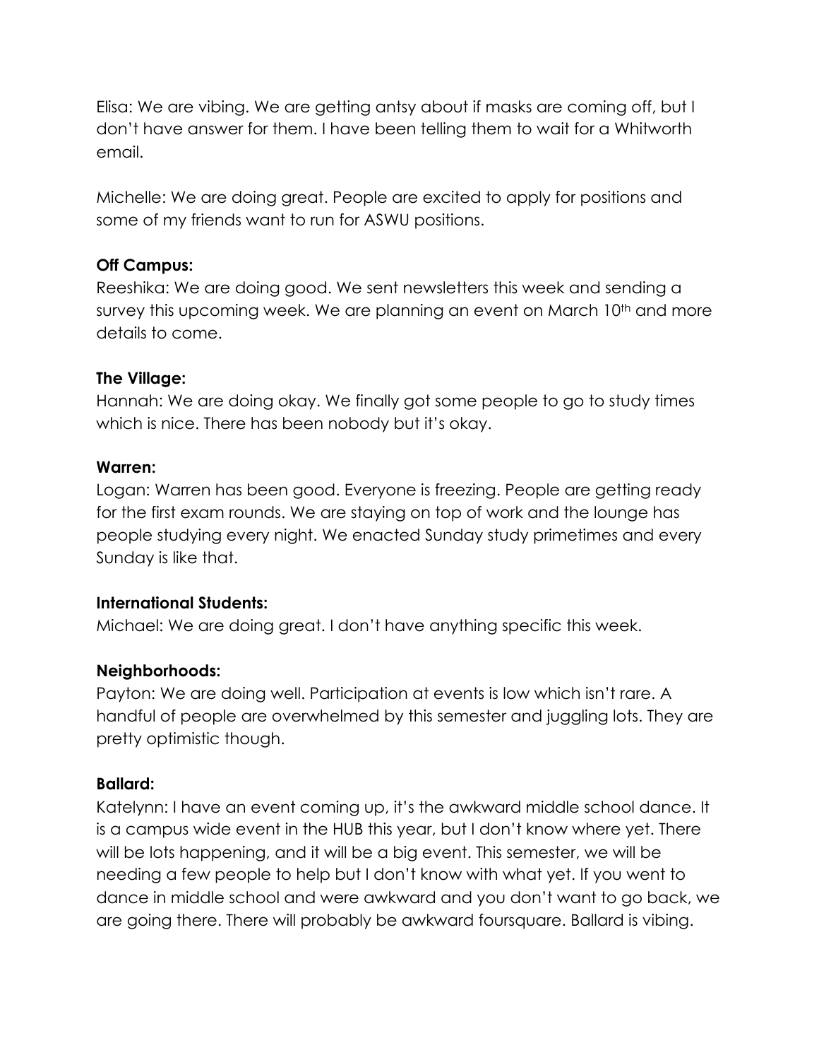Elisa: We are vibing. We are getting antsy about if masks are coming off, but I don't have answer for them. I have been telling them to wait for a Whitworth email.

Michelle: We are doing great. People are excited to apply for positions and some of my friends want to run for ASWU positions.

**Off Campus:**

Reeshika: We are doing good. We sent newsletters this week and sending a survey this upcoming week. We are planning an event on March 10th and more details to come.

**The Village:**

Hannah: We are doing okay. We finally got some people to go to study times which is nice. There has been nobody but it's okay.

**Warren:**

Logan: Warren has been good. Everyone is freezing. People are getting ready for the first exam rounds. We are staying on top of work and the lounge has people studying every night. We enacted Sunday study primetimes and every Sunday is like that.

**International Students:**

Michael: We are doing great. I don't have anything specific this week.

**Neighborhoods:**

Payton: We are doing well. Participation at events is low which isn't rare. A handful of people are overwhelmed by this semester and juggling lots. They are pretty optimistic though.

**Ballard:**

Katelynn: I have an event coming up, it's the awkward middle school dance. It is a campus wide event in the HUB this year, but I don't know where yet. There will be lots happening, and it will be a big event. This semester, we will be needing a few people to help but I don't know with what yet. If you went to dance in middle school and were awkward and you don't want to go back, we are going there. There will probably be awkward foursquare. Ballard is vibing.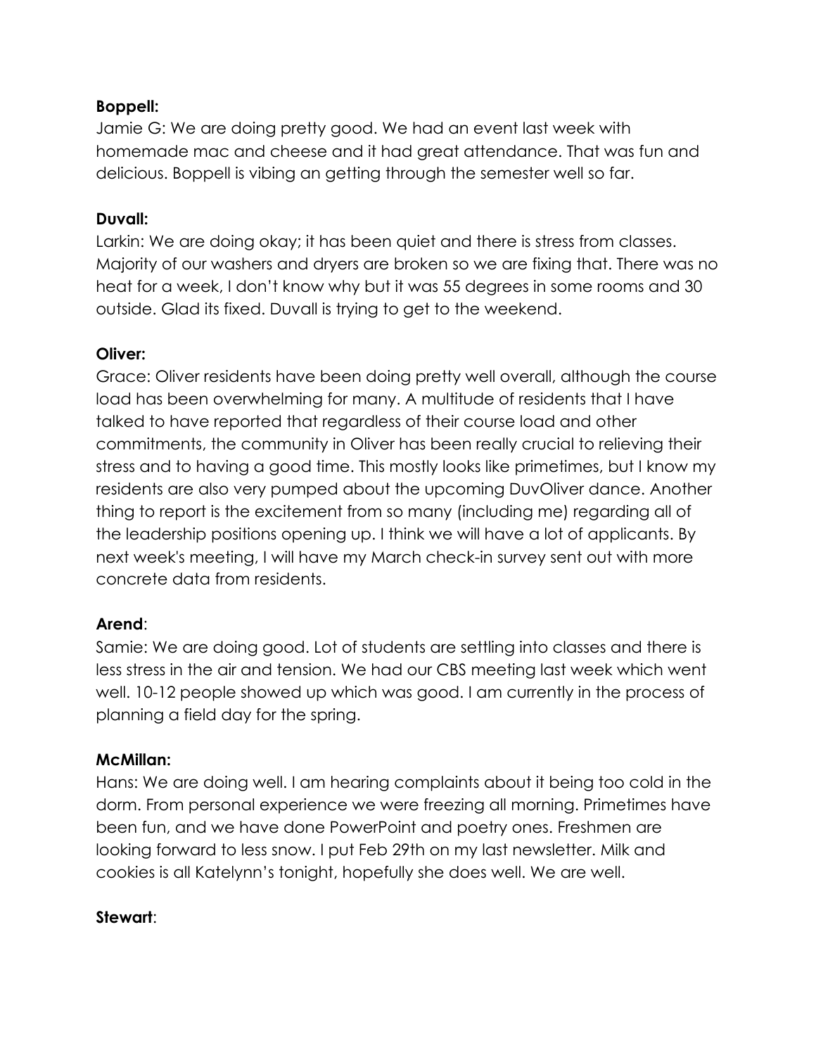**Boppell:**
Jamie G: We are doing pretty good. We had an event last week with homemade mac and cheese and it had great attendance. That was fun and delicious. Boppell is vibing an getting through the semester well so far.

**Duvall:**
Larkin: We are doing okay; it has been quiet and there is stress from classes. Majority of our washers and dryers are broken so we are fixing that. There was no heat for a week, I don't know why but it was 55 degrees in some rooms and 30 outside. Glad its fixed. Duvall is trying to get to the weekend.

**Oliver:**
Grace: Oliver residents have been doing pretty well overall, although the course load has been overwhelming for many. A multitude of residents that I have talked to have reported that regardless of their course load and other commitments, the community in Oliver has been really crucial to relieving their stress and to having a good time. This mostly looks like primetimes, but I know my residents are also very pumped about the upcoming DuvOliver dance. Another thing to report is the excitement from so many (including me) regarding all of the leadership positions opening up. I think we will have a lot of applicants. By next week's meeting, I will have my March check-in survey sent out with more concrete data from residents.

**Arend**:
Samie: We are doing good. Lot of students are settling into classes and there is less stress in the air and tension. We had our CBS meeting last week which went well. 10-12 people showed up which was good. I am currently in the process of planning a field day for the spring.

**McMillan:**
Hans: We are doing well. I am hearing complaints about it being too cold in the dorm. From personal experience we were freezing all morning. Primetimes have been fun, and we have done PowerPoint and poetry ones. Freshmen are looking forward to less snow. I put Feb 29th on my last newsletter. Milk and cookies is all Katelynn's tonight, hopefully she does well. We are well.

**Stewart**: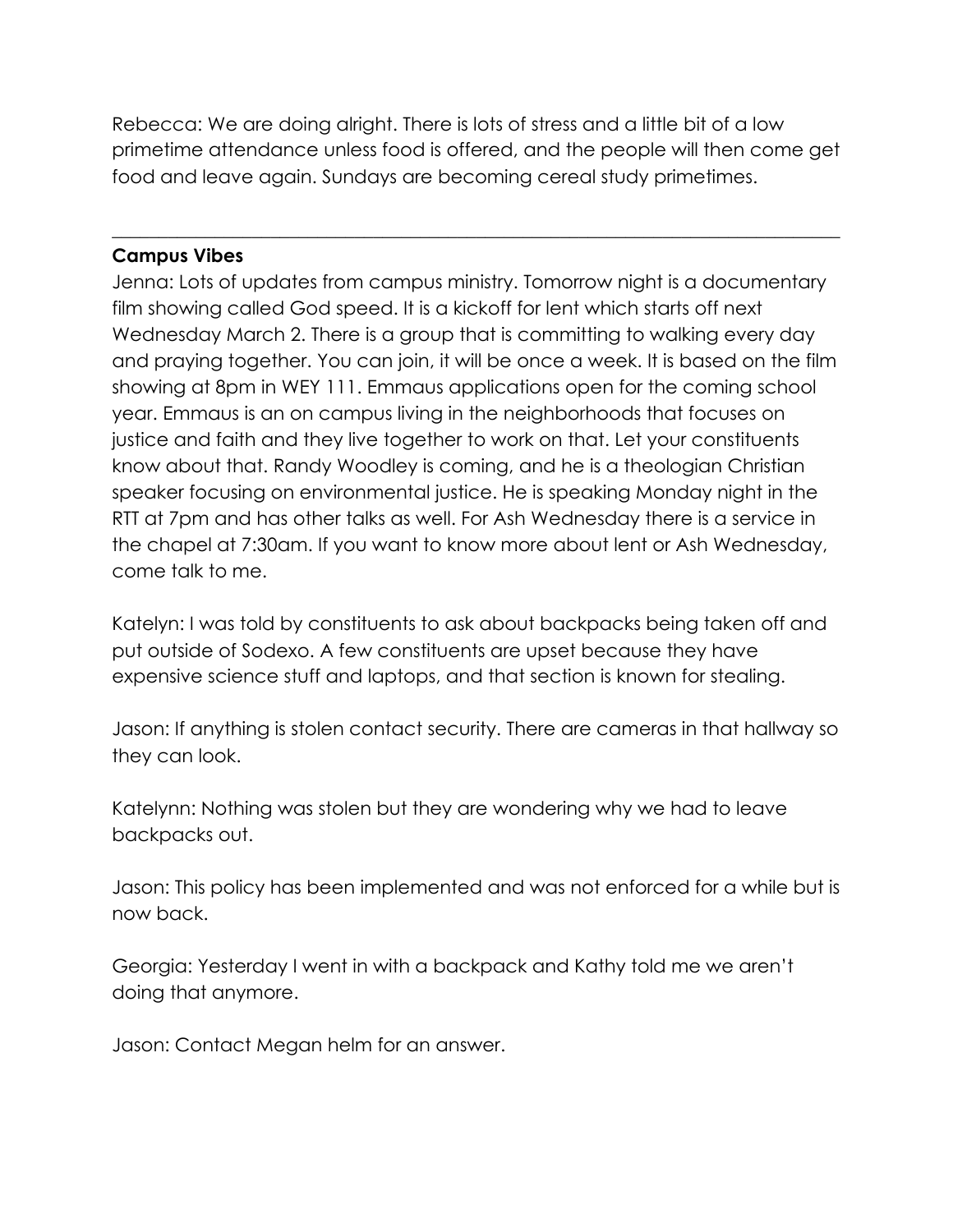Rebecca: We are doing alright. There is lots of stress and a little bit of a low primetime attendance unless food is offered, and the people will then come get food and leave again. Sundays are becoming cereal study primetimes.

---

**Campus Vibes**

Jenna: Lots of updates from campus ministry. Tomorrow night is a documentary film showing called God speed. It is a kickoff for lent which starts off next Wednesday March 2. There is a group that is committing to walking every day and praying together. You can join, it will be once a week. It is based on the film showing at 8pm in WEY 111. Emmaus applications open for the coming school year. Emmaus is an on campus living in the neighborhoods that focuses on justice and faith and they live together to work on that. Let your constituents know about that. Randy Woodley is coming, and he is a theologian Christian speaker focusing on environmental justice. He is speaking Monday night in the RTT at 7pm and has other talks as well. For Ash Wednesday there is a service in the chapel at 7:30am. If you want to know more about lent or Ash Wednesday, come talk to me.

Katelyn: I was told by constituents to ask about backpacks being taken off and put outside of Sodexo. A few constituents are upset because they have expensive science stuff and laptops, and that section is known for stealing.

Jason: If anything is stolen contact security. There are cameras in that hallway so they can look.

Katelynn: Nothing was stolen but they are wondering why we had to leave backpacks out.

Jason: This policy has been implemented and was not enforced for a while but is now back.

Georgia: Yesterday I went in with a backpack and Kathy told me we aren't doing that anymore.

Jason: Contact Megan helm for an answer.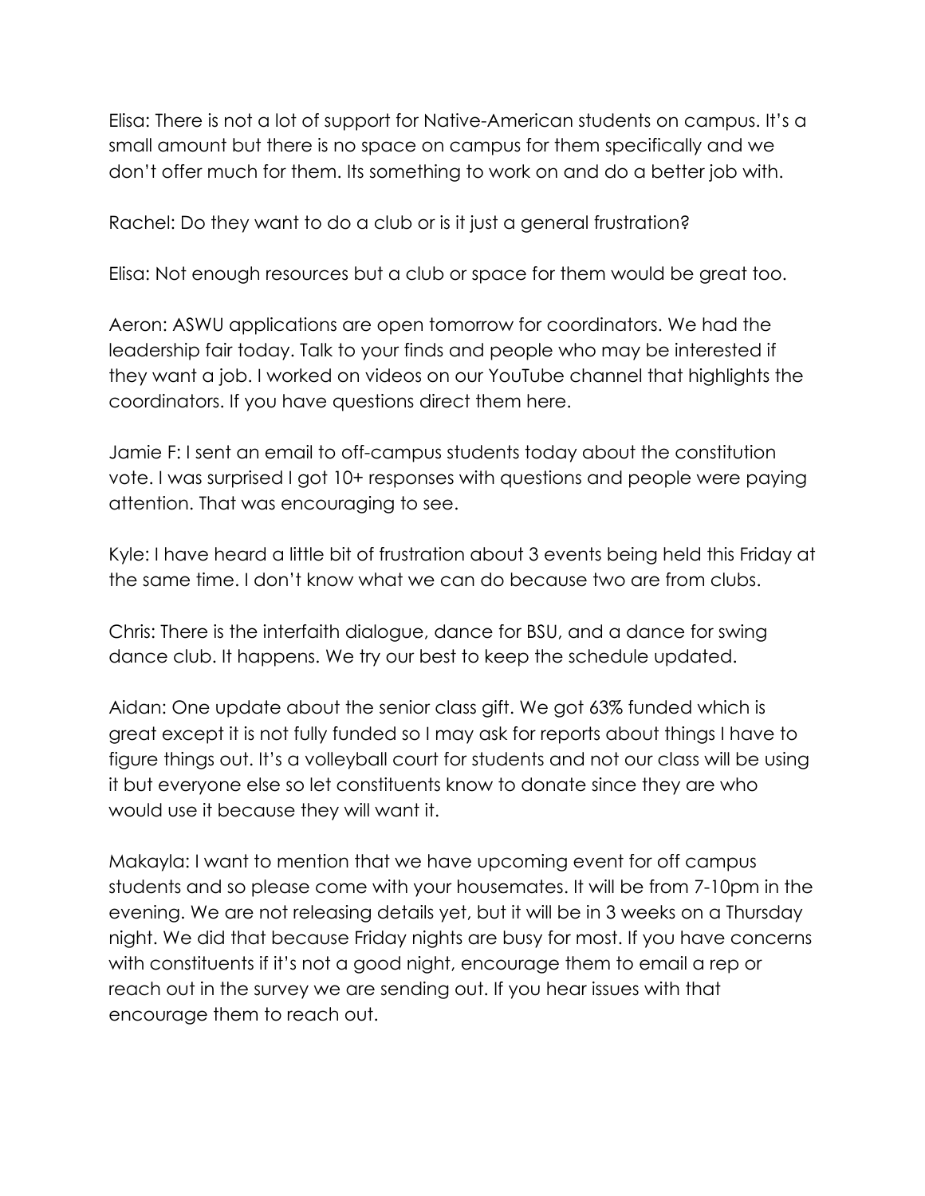Elisa: There is not a lot of support for Native-American students on campus. It's a small amount but there is no space on campus for them specifically and we don't offer much for them. Its something to work on and do a better job with.

Rachel: Do they want to do a club or is it just a general frustration?

Elisa: Not enough resources but a club or space for them would be great too.

Aeron: ASWU applications are open tomorrow for coordinators. We had the leadership fair today. Talk to your finds and people who may be interested if they want a job. I worked on videos on our YouTube channel that highlights the coordinators. If you have questions direct them here.

Jamie F: I sent an email to off-campus students today about the constitution vote. I was surprised I got 10+ responses with questions and people were paying attention. That was encouraging to see.

Kyle: I have heard a little bit of frustration about 3 events being held this Friday at the same time. I don't know what we can do because two are from clubs.

Chris: There is the interfaith dialogue, dance for BSU, and a dance for swing dance club. It happens. We try our best to keep the schedule updated.

Aidan: One update about the senior class gift. We got 63% funded which is great except it is not fully funded so I may ask for reports about things I have to figure things out. It's a volleyball court for students and not our class will be using it but everyone else so let constituents know to donate since they are who would use it because they will want it.

Makayla: I want to mention that we have upcoming event for off campus students and so please come with your housemates. It will be from 7-10pm in the evening. We are not releasing details yet, but it will be in 3 weeks on a Thursday night. We did that because Friday nights are busy for most. If you have concerns with constituents if it's not a good night, encourage them to email a rep or reach out in the survey we are sending out. If you hear issues with that encourage them to reach out.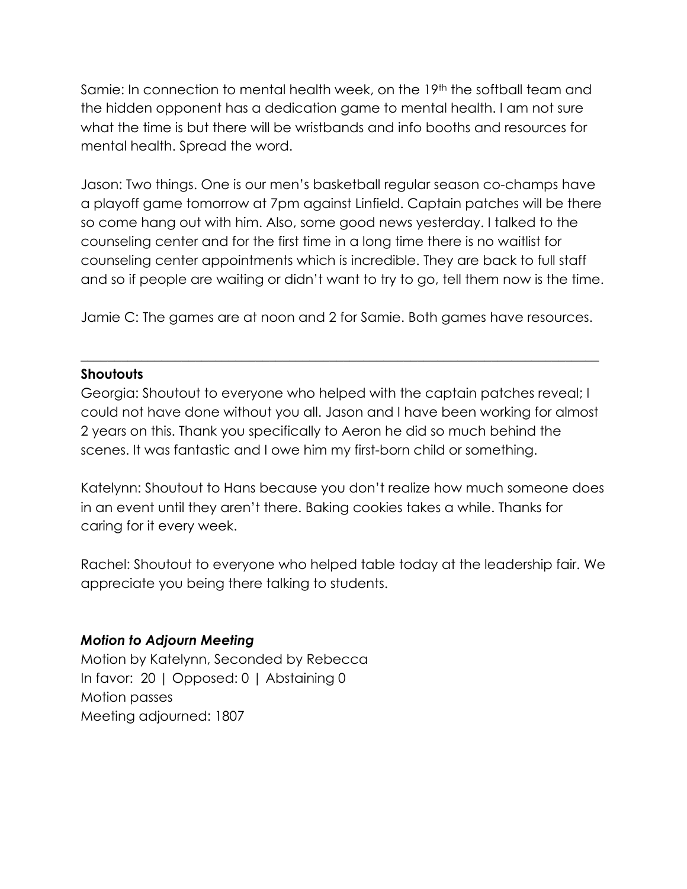Samie: In connection to mental health week, on the 19th the softball team and the hidden opponent has a dedication game to mental health. I am not sure what the time is but there will be wristbands and info booths and resources for mental health. Spread the word.

Jason: Two things. One is our men's basketball regular season co-champs have a playoff game tomorrow at 7pm against Linfield. Captain patches will be there so come hang out with him. Also, some good news yesterday. I talked to the counseling center and for the first time in a long time there is no waitlist for counseling center appointments which is incredible. They are back to full staff and so if people are waiting or didn't want to try to go, tell them now is the time.

Jamie C: The games are at noon and 2 for Samie. Both games have resources.

---

**Shoutouts**

Georgia: Shoutout to everyone who helped with the captain patches reveal; I could not have done without you all. Jason and I have been working for almost 2 years on this. Thank you specifically to Aeron he did so much behind the scenes. It was fantastic and I owe him my first-born child or something.

Katelynn: Shoutout to Hans because you don't realize how much someone does in an event until they aren't there. Baking cookies takes a while. Thanks for caring for it every week.

Rachel: Shoutout to everyone who helped table today at the leadership fair. We appreciate you being there talking to students.

***Motion to Adjourn Meeting***

Motion by Katelynn, Seconded by Rebecca
In favor: 20 | Opposed: 0 | Abstaining 0
Motion passes
Meeting adjourned: 1807